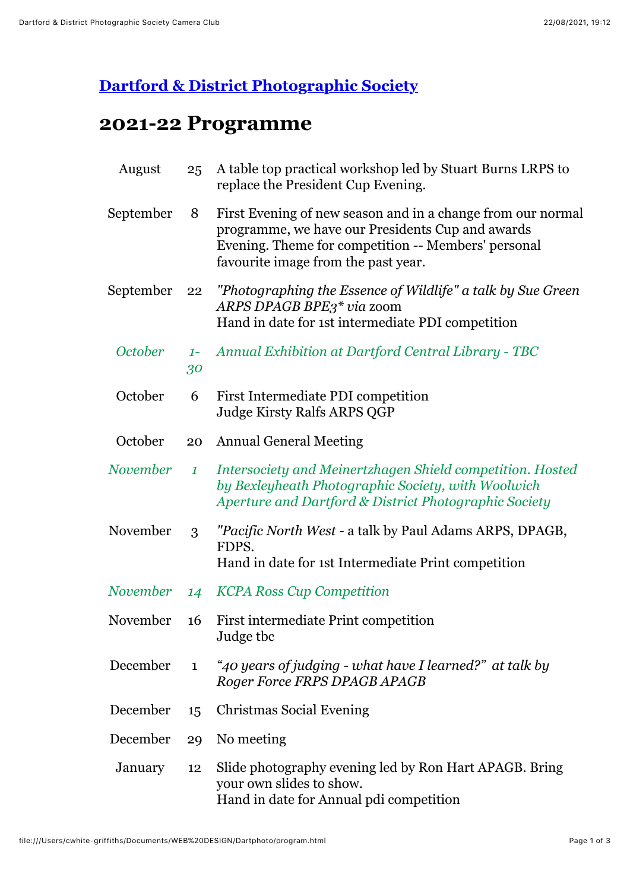## [Dartford & District Photographic Society]

# 2021-22 Programme

| | | |
|---|---|---|
| August | 25 | A table top practical workshop led by Stuart Burns LRPS to replace the President Cup Evening. |
| September | 8 | First Evening of new season and in a change from our normal programme, we have our Presidents Cup and awards Evening. Theme for competition -- Members' personal favourite image from the past year. |
| September | 22 | *"Photographing the Essence of Wildlife" a talk by Sue Green ARPS DPAGB BPE3\* via* zoom<br>Hand in date for 1st intermediate PDI competition |
| *October* | *1-30* | *Annual Exhibition at Dartford Central Library - TBC* |
| October | 6 | First Intermediate PDI competition<br>Judge Kirsty Ralfs ARPS QGP |
| October | 20 | Annual General Meeting |
| *November* | *1* | *Intersociety and Meinertzhagen Shield competition. Hosted by Bexleyheath Photographic Society, with Woolwich Aperture and Dartford & District Photographic Society* |
| November | 3 | *"Pacific North West* - a talk by Paul Adams ARPS, DPAGB, FDPS.<br>Hand in date for 1st Intermediate Print competition |
| *November* | *14* | *KCPA Ross Cup Competition* |
| November | 16 | First intermediate Print competition<br>Judge tbc |
| December | 1 | *"40 years of judging - what have I learned?" at talk by Roger Force FRPS DPAGB APAGB* |
| December | 15 | Christmas Social Evening |
| December | 29 | No meeting |
| January | 12 | Slide photography evening led by Ron Hart APAGB. Bring your own slides to show.<br>Hand in date for Annual pdi competition |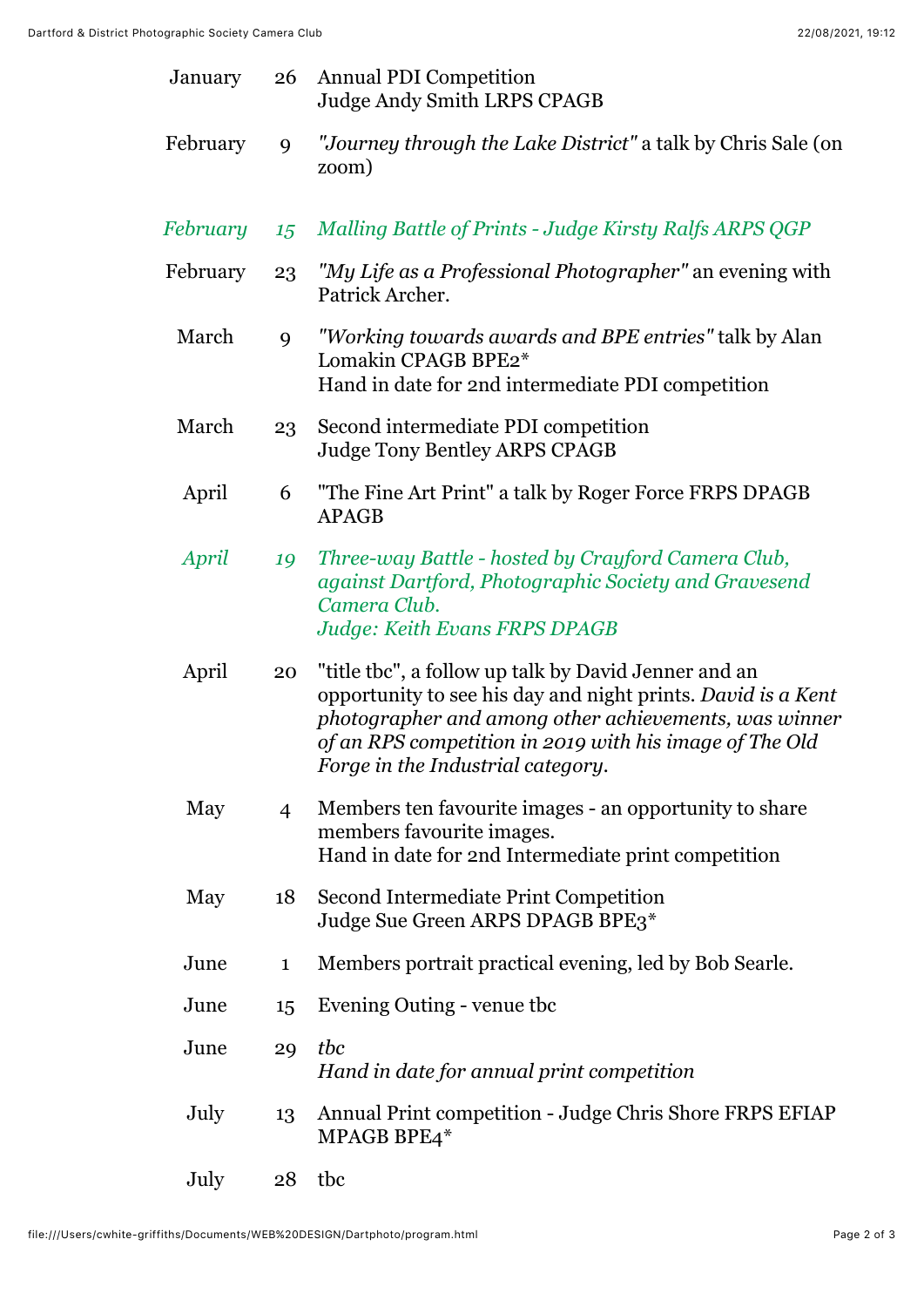| | | |
|---|---|---|
| January | 26 | Annual PDI Competition<br>Judge Andy Smith LRPS CPAGB |
| February | 9 | *"Journey through the Lake District"* a talk by Chris Sale (on zoom) |
| *February* | *15* | *Malling Battle of Prints - Judge Kirsty Ralfs ARPS QGP* |
| February | 23 | *"My Life as a Professional Photographer"* an evening with Patrick Archer. |
| March | 9 | *"Working towards awards and BPE entries"* talk by Alan Lomakin CPAGB BPE2*<br>Hand in date for 2nd intermediate PDI competition |
| March | 23 | Second intermediate PDI competition<br>Judge Tony Bentley ARPS CPAGB |
| April | 6 | "The Fine Art Print" a talk by Roger Force FRPS DPAGB APAGB |
| *April* | *19* | *Three-way Battle - hosted by Crayford Camera Club, against Dartford, Photographic Society and Gravesend Camera Club.*<br>*Judge: Keith Evans FRPS DPAGB* |
| April | 20 | "title tbc", a follow up talk by David Jenner and an opportunity to see his day and night prints. *David is a Kent photographer and among other achievements, was winner of an RPS competition in 2019 with his image of The Old Forge in the Industrial category.* |
| May | 4 | Members ten favourite images - an opportunity to share members favourite images.<br>Hand in date for 2nd Intermediate print competition |
| May | 18 | Second Intermediate Print Competition<br>Judge Sue Green ARPS DPAGB BPE3* |
| June | 1 | Members portrait practical evening, led by Bob Searle. |
| June | 15 | Evening Outing - venue tbc |
| June | 29 | *tbc*<br>*Hand in date for annual print competition* |
| July | 13 | Annual Print competition - Judge Chris Shore FRPS EFIAP MPAGB BPE4* |
| July | 28 | tbc |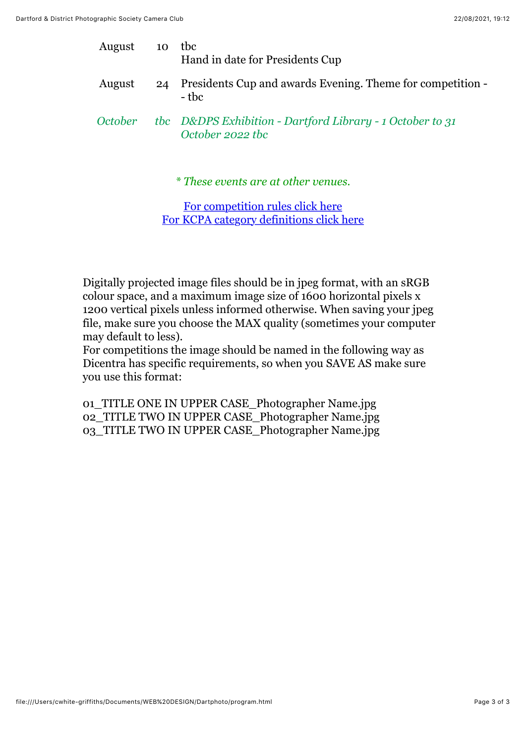| | | |
|---|---|---|
| August | 10 | tbc<br>Hand in date for Presidents Cup |
| August | 24 | Presidents Cup and awards Evening. Theme for competition - - tbc |
| *October* | *tbc* | *D&DPS Exhibition - Dartford Library - 1 October to 31 October 2022 tbc* |

*\* These events are at other venues.*

For competition rules click here
For KCPA category definitions click here

Digitally projected image files should be in jpeg format, with an sRGB colour space, and a maximum image size of 1600 horizontal pixels x 1200 vertical pixels unless informed otherwise. When saving your jpeg file, make sure you choose the MAX quality (sometimes your computer may default to less).
For competitions the image should be named in the following way as Dicentra has specific requirements, so when you SAVE AS make sure you use this format:

01_TITLE ONE IN UPPER CASE_Photographer Name.jpg
02_TITLE TWO IN UPPER CASE_Photographer Name.jpg
03_TITLE TWO IN UPPER CASE_Photographer Name.jpg